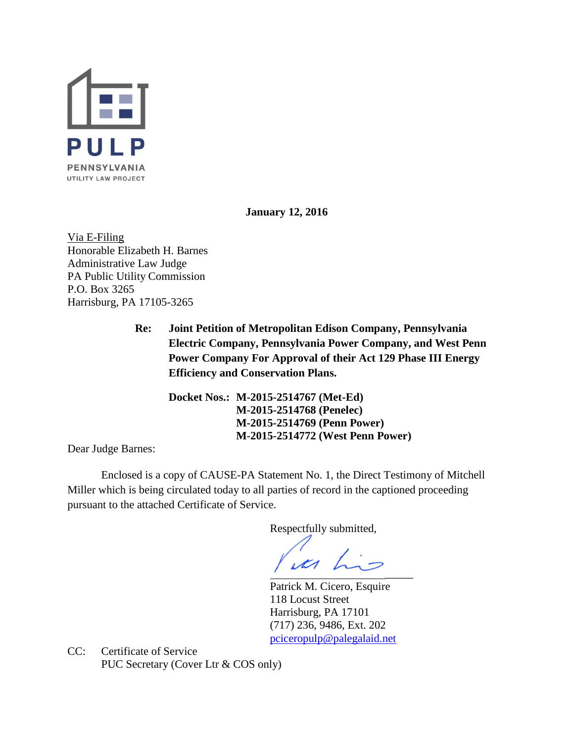PULP

PENNSYLVANIA
UTILITY LAW PROJECT

**January 12, 2016**

Via E-Filing
Honorable Elizabeth H. Barnes
Administrative Law Judge
PA Public Utility Commission
P.O. Box 3265
Harrisburg, PA 17105-3265

**Re: Joint Petition of Metropolitan Edison Company, Pennsylvania Electric Company, Pennsylvania Power Company, and West Penn Power Company For Approval of their Act 129 Phase III Energy Efficiency and Conservation Plans.**

**Docket Nos.: M-2015-2514767 (Met-Ed)**
**M-2015-2514768 (Penelec)**
**M-2015-2514769 (Penn Power)**
**M-2015-2514772 (West Penn Power)**

Dear Judge Barnes:

Enclosed is a copy of CAUSE-PA Statement No. 1, the Direct Testimony of Mitchell Miller which is being circulated today to all parties of record in the captioned proceeding pursuant to the attached Certificate of Service.

Respectfully submitted,

Patrick M. Cicero, Esquire
118 Locust Street
Harrisburg, PA 17101
(717) 236, 9486, Ext. 202
pciceropulp@palegalaid.net

CC: Certificate of Service
PUC Secretary (Cover Ltr & COS only)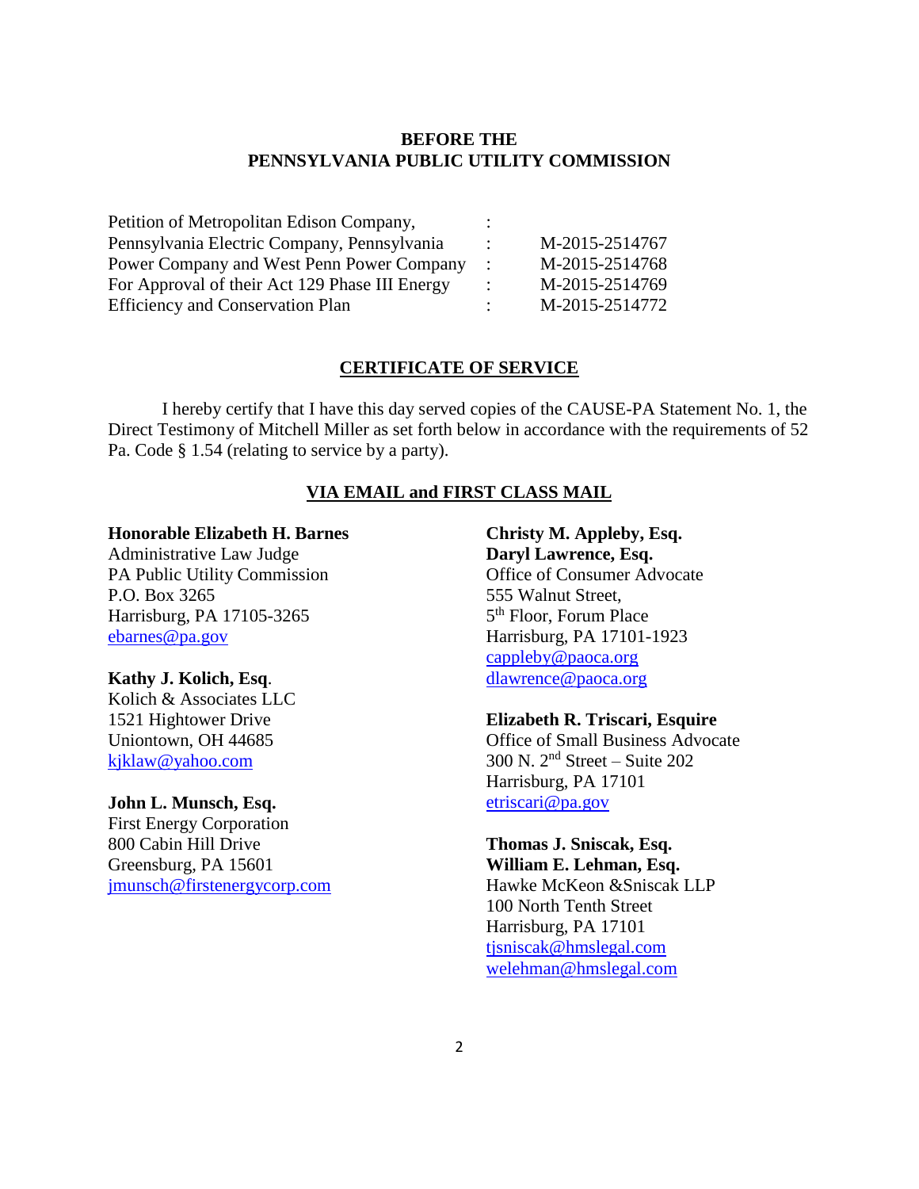**BEFORE THE**
**PENNSYLVANIA PUBLIC UTILITY COMMISSION**

| | | |
|---|---|---|
| Petition of Metropolitan Edison Company, | : | |
| Pennsylvania Electric Company, Pennsylvania | : | M-2015-2514767 |
| Power Company and West Penn Power Company | : | M-2015-2514768 |
| For Approval of their Act 129 Phase III Energy | : | M-2015-2514769 |
| Efficiency and Conservation Plan | : | M-2015-2514772 |

**CERTIFICATE OF SERVICE**

I hereby certify that I have this day served copies of the CAUSE-PA Statement No. 1, the Direct Testimony of Mitchell Miller as set forth below in accordance with the requirements of 52 Pa. Code § 1.54 (relating to service by a party).

**VIA EMAIL and FIRST CLASS MAIL**

**Honorable Elizabeth H. Barnes**
Administrative Law Judge
PA Public Utility Commission
P.O. Box 3265
Harrisburg, PA 17105-3265
ebarnes@pa.gov

**Kathy J. Kolich, Esq**.
Kolich & Associates LLC
1521 Hightower Drive
Uniontown, OH 44685
kjklaw@yahoo.com

**John L. Munsch, Esq.**
First Energy Corporation
800 Cabin Hill Drive
Greensburg, PA 15601
jmunsch@firstenergycorp.com

**Christy M. Appleby, Esq.**
**Daryl Lawrence, Esq.**
Office of Consumer Advocate
555 Walnut Street,
5th Floor, Forum Place
Harrisburg, PA 17101-1923
cappleby@paoca.org
dlawrence@paoca.org

**Elizabeth R. Triscari, Esquire**
Office of Small Business Advocate
300 N. 2nd Street – Suite 202
Harrisburg, PA 17101
etriscari@pa.gov

**Thomas J. Sniscak, Esq.**
**William E. Lehman, Esq.**
Hawke McKeon &Sniscak LLP
100 North Tenth Street
Harrisburg, PA 17101
tjsniscak@hmslegal.com
welehman@hmslegal.com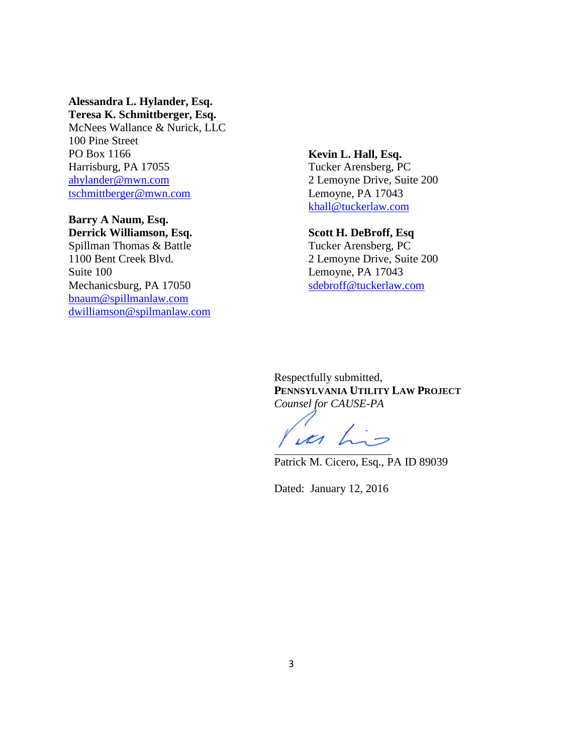**Alessandra L. Hylander, Esq.**
**Teresa K. Schmittberger, Esq.**
McNees Wallance & Nurick, LLC
100 Pine Street
PO Box 1166
Harrisburg, PA 17055
ahylander@mwn.com
tschmittberger@mwn.com

**Barry A Naum, Esq.**
**Derrick Williamson, Esq.**
Spillman Thomas & Battle
1100 Bent Creek Blvd.
Suite 100
Mechanicsburg, PA 17050
bnaum@spillmanlaw.com
dwilliamson@spilmanlaw.com

**Kevin L. Hall, Esq.**
Tucker Arensberg, PC
2 Lemoyne Drive, Suite 200
Lemoyne, PA 17043
khall@tuckerlaw.com

**Scott H. DeBroff, Esq**
Tucker Arensberg, PC
2 Lemoyne Drive, Suite 200
Lemoyne, PA 17043
sdebroff@tuckerlaw.com

Respectfully submitted,
**PENNSYLVANIA UTILITY LAW PROJECT**
*Counsel for CAUSE-PA*

\_\_\_\_\_\_\_\_\_\_\_\_\_\_\_\_\_\_\_\_\_\_\_\_\_\_\_\_\_\_
Patrick M. Cicero, Esq., PA ID 89039

Dated: January 12, 2016